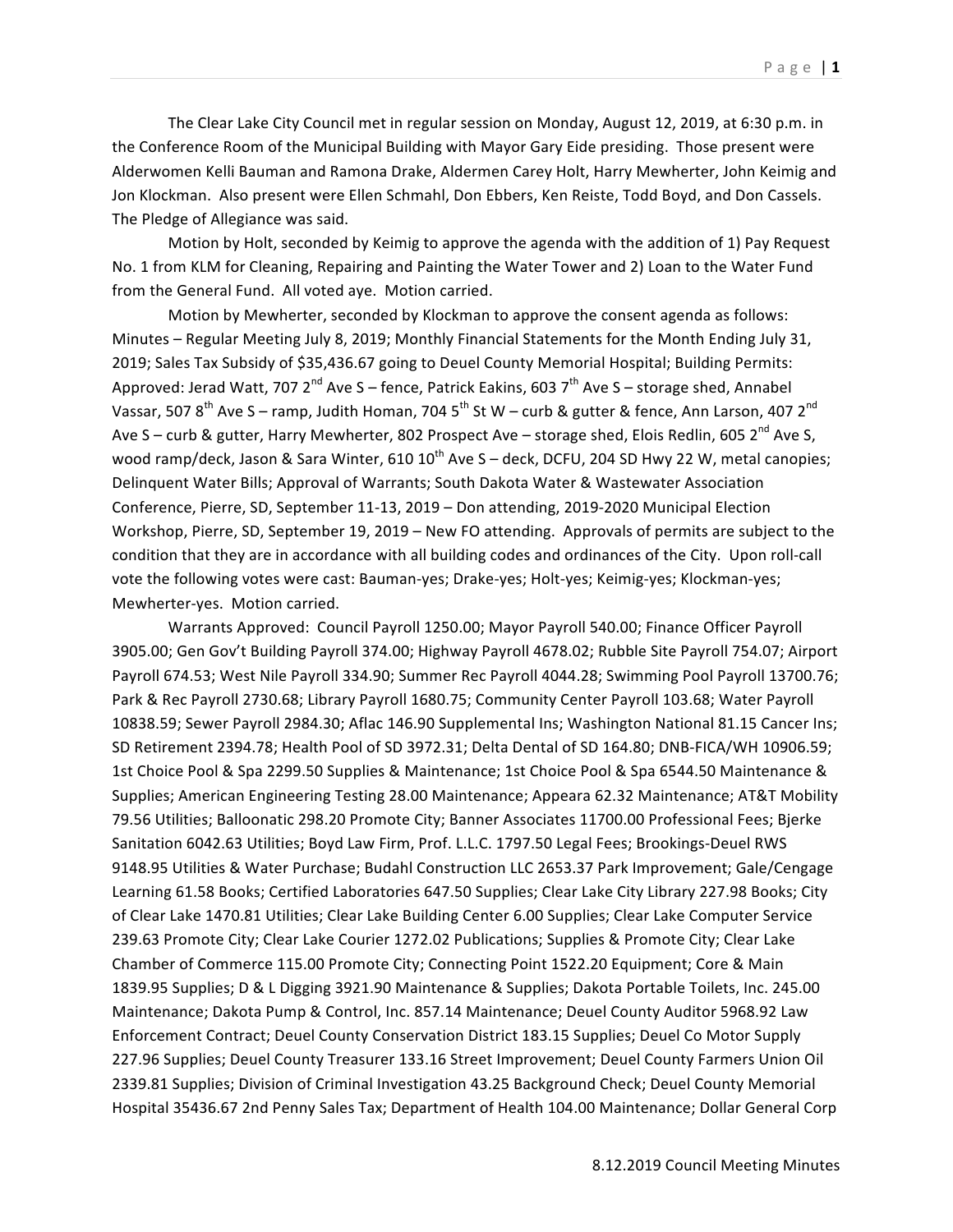The Clear Lake City Council met in regular session on Monday, August 12, 2019, at 6:30 p.m. in the Conference Room of the Municipal Building with Mayor Gary Eide presiding. Those present were Alderwomen Kelli Bauman and Ramona Drake, Aldermen Carey Holt, Harry Mewherter, John Keimig and Jon Klockman. Also present were Ellen Schmahl, Don Ebbers, Ken Reiste, Todd Boyd, and Don Cassels. The Pledge of Allegiance was said.

Motion by Holt, seconded by Keimig to approve the agenda with the addition of 1) Pay Request No. 1 from KLM for Cleaning, Repairing and Painting the Water Tower and 2) Loan to the Water Fund from the General Fund. All voted aye. Motion carried.

Motion by Mewherter, seconded by Klockman to approve the consent agenda as follows: Minutes – Regular Meeting July 8, 2019; Monthly Financial Statements for the Month Ending July 31, 2019; Sales Tax Subsidy of $35,436.67 going to Deuel County Memorial Hospital; Building Permits: Approved: Jerad Watt, 707 2nd Ave S – fence, Patrick Eakins, 603 7th Ave S – storage shed, Annabel Vassar, 507 8th Ave S – ramp, Judith Homan, 704 5th St W – curb & gutter & fence, Ann Larson, 407 2nd Ave S – curb & gutter, Harry Mewherter, 802 Prospect Ave – storage shed, Elois Redlin, 605 2nd Ave S, wood ramp/deck, Jason & Sara Winter, 610 10th Ave S – deck, DCFU, 204 SD Hwy 22 W, metal canopies; Delinquent Water Bills; Approval of Warrants; South Dakota Water & Wastewater Association Conference, Pierre, SD, September 11-13, 2019 – Don attending, 2019-2020 Municipal Election Workshop, Pierre, SD, September 19, 2019 – New FO attending. Approvals of permits are subject to the condition that they are in accordance with all building codes and ordinances of the City. Upon roll-call vote the following votes were cast: Bauman-yes; Drake-yes; Holt-yes; Keimig-yes; Klockman-yes; Mewherter-yes. Motion carried.

Warrants Approved: Council Payroll 1250.00; Mayor Payroll 540.00; Finance Officer Payroll 3905.00; Gen Gov't Building Payroll 374.00; Highway Payroll 4678.02; Rubble Site Payroll 754.07; Airport Payroll 674.53; West Nile Payroll 334.90; Summer Rec Payroll 4044.28; Swimming Pool Payroll 13700.76; Park & Rec Payroll 2730.68; Library Payroll 1680.75; Community Center Payroll 103.68; Water Payroll 10838.59; Sewer Payroll 2984.30; Aflac 146.90 Supplemental Ins; Washington National 81.15 Cancer Ins; SD Retirement 2394.78; Health Pool of SD 3972.31; Delta Dental of SD 164.80; DNB-FICA/WH 10906.59; 1st Choice Pool & Spa 2299.50 Supplies & Maintenance; 1st Choice Pool & Spa 6544.50 Maintenance & Supplies; American Engineering Testing 28.00 Maintenance; Appeara 62.32 Maintenance; AT&T Mobility 79.56 Utilities; Balloonatic 298.20 Promote City; Banner Associates 11700.00 Professional Fees; Bjerke Sanitation 6042.63 Utilities; Boyd Law Firm, Prof. L.L.C. 1797.50 Legal Fees; Brookings-Deuel RWS 9148.95 Utilities & Water Purchase; Budahl Construction LLC 2653.37 Park Improvement; Gale/Cengage Learning 61.58 Books; Certified Laboratories 647.50 Supplies; Clear Lake City Library 227.98 Books; City of Clear Lake 1470.81 Utilities; Clear Lake Building Center 6.00 Supplies; Clear Lake Computer Service 239.63 Promote City; Clear Lake Courier 1272.02 Publications; Supplies & Promote City; Clear Lake Chamber of Commerce 115.00 Promote City; Connecting Point 1522.20 Equipment; Core & Main 1839.95 Supplies; D & L Digging 3921.90 Maintenance & Supplies; Dakota Portable Toilets, Inc. 245.00 Maintenance; Dakota Pump & Control, Inc. 857.14 Maintenance; Deuel County Auditor 5968.92 Law Enforcement Contract; Deuel County Conservation District 183.15 Supplies; Deuel Co Motor Supply 227.96 Supplies; Deuel County Treasurer 133.16 Street Improvement; Deuel County Farmers Union Oil 2339.81 Supplies; Division of Criminal Investigation 43.25 Background Check; Deuel County Memorial Hospital 35436.67 2nd Penny Sales Tax; Department of Health 104.00 Maintenance; Dollar General Corp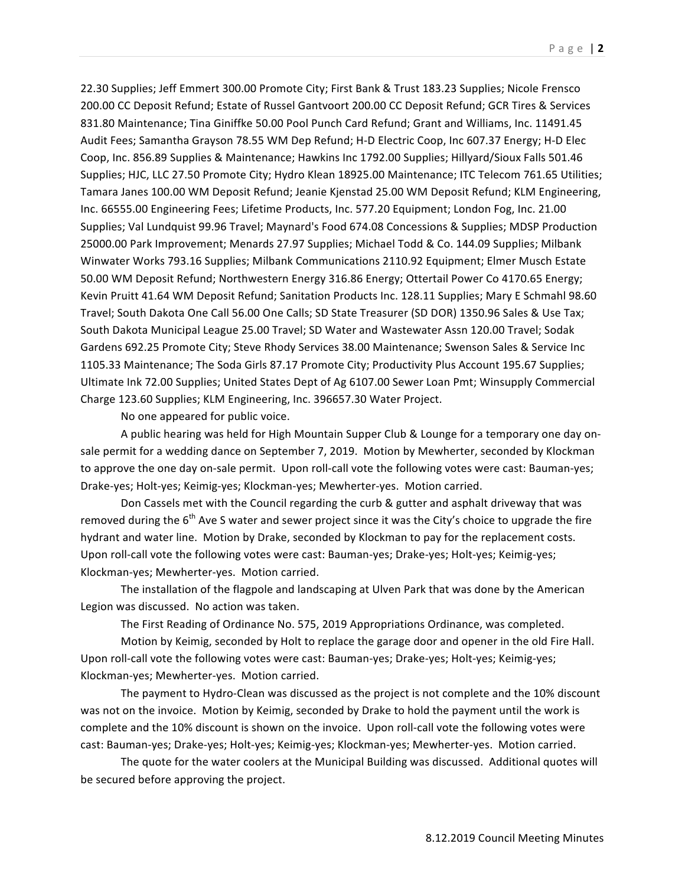22.30 Supplies; Jeff Emmert 300.00 Promote City; First Bank & Trust 183.23 Supplies; Nicole Frensco 200.00 CC Deposit Refund; Estate of Russel Gantvoort 200.00 CC Deposit Refund; GCR Tires & Services 831.80 Maintenance; Tina Giniffke 50.00 Pool Punch Card Refund; Grant and Williams, Inc. 11491.45 Audit Fees; Samantha Grayson 78.55 WM Dep Refund; H-D Electric Coop, Inc 607.37 Energy; H-D Elec Coop, Inc. 856.89 Supplies & Maintenance; Hawkins Inc 1792.00 Supplies; Hillyard/Sioux Falls 501.46 Supplies; HJC, LLC 27.50 Promote City; Hydro Klean 18925.00 Maintenance; ITC Telecom 761.65 Utilities; Tamara Janes 100.00 WM Deposit Refund; Jeanie Kjenstad 25.00 WM Deposit Refund; KLM Engineering, Inc. 66555.00 Engineering Fees; Lifetime Products, Inc. 577.20 Equipment; London Fog, Inc. 21.00 Supplies; Val Lundquist 99.96 Travel; Maynard's Food 674.08 Concessions & Supplies; MDSP Production 25000.00 Park Improvement; Menards 27.97 Supplies; Michael Todd & Co. 144.09 Supplies; Milbank Winwater Works 793.16 Supplies; Milbank Communications 2110.92 Equipment; Elmer Musch Estate 50.00 WM Deposit Refund; Northwestern Energy 316.86 Energy; Ottertail Power Co 4170.65 Energy; Kevin Pruitt 41.64 WM Deposit Refund; Sanitation Products Inc. 128.11 Supplies; Mary E Schmahl 98.60 Travel; South Dakota One Call 56.00 One Calls; SD State Treasurer (SD DOR) 1350.96 Sales & Use Tax; South Dakota Municipal League 25.00 Travel; SD Water and Wastewater Assn 120.00 Travel; Sodak Gardens 692.25 Promote City; Steve Rhody Services 38.00 Maintenance; Swenson Sales & Service Inc 1105.33 Maintenance; The Soda Girls 87.17 Promote City; Productivity Plus Account 195.67 Supplies; Ultimate Ink 72.00 Supplies; United States Dept of Ag 6107.00 Sewer Loan Pmt; Winsupply Commercial Charge 123.60 Supplies; KLM Engineering, Inc. 396657.30 Water Project.

No one appeared for public voice.

A public hearing was held for High Mountain Supper Club & Lounge for a temporary one day on-sale permit for a wedding dance on September 7, 2019. Motion by Mewherter, seconded by Klockman to approve the one day on-sale permit. Upon roll-call vote the following votes were cast: Bauman-yes; Drake-yes; Holt-yes; Keimig-yes; Klockman-yes; Mewherter-yes. Motion carried.

Don Cassels met with the Council regarding the curb & gutter and asphalt driveway that was removed during the 6th Ave S water and sewer project since it was the City's choice to upgrade the fire hydrant and water line. Motion by Drake, seconded by Klockman to pay for the replacement costs. Upon roll-call vote the following votes were cast: Bauman-yes; Drake-yes; Holt-yes; Keimig-yes; Klockman-yes; Mewherter-yes. Motion carried.

The installation of the flagpole and landscaping at Ulven Park that was done by the American Legion was discussed. No action was taken.

The First Reading of Ordinance No. 575, 2019 Appropriations Ordinance, was completed.

Motion by Keimig, seconded by Holt to replace the garage door and opener in the old Fire Hall. Upon roll-call vote the following votes were cast: Bauman-yes; Drake-yes; Holt-yes; Keimig-yes; Klockman-yes; Mewherter-yes. Motion carried.

The payment to Hydro-Clean was discussed as the project is not complete and the 10% discount was not on the invoice. Motion by Keimig, seconded by Drake to hold the payment until the work is complete and the 10% discount is shown on the invoice. Upon roll-call vote the following votes were cast: Bauman-yes; Drake-yes; Holt-yes; Keimig-yes; Klockman-yes; Mewherter-yes. Motion carried.

The quote for the water coolers at the Municipal Building was discussed. Additional quotes will be secured before approving the project.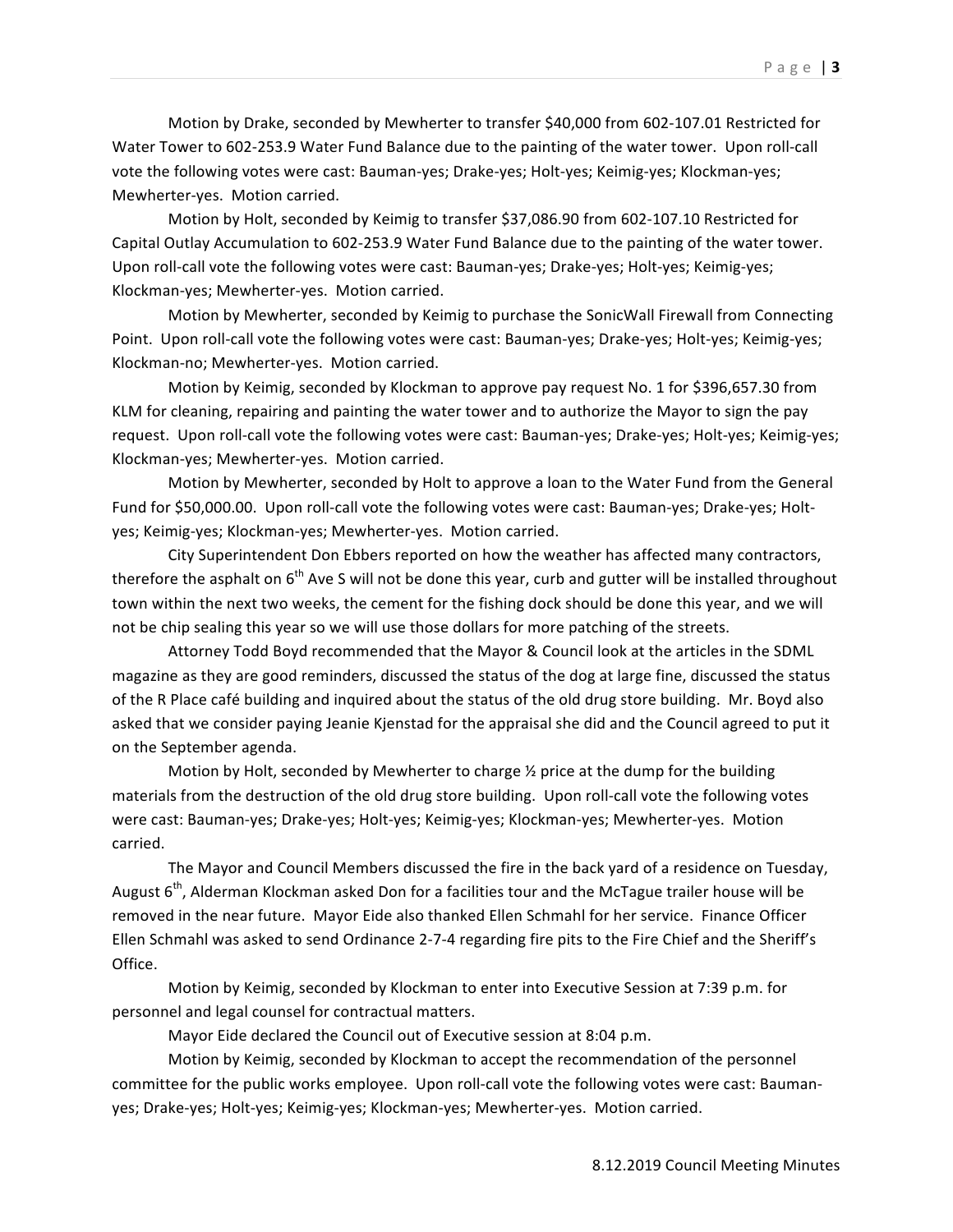Motion by Drake, seconded by Mewherter to transfer $40,000 from 602-107.01 Restricted for Water Tower to 602-253.9 Water Fund Balance due to the painting of the water tower. Upon roll-call vote the following votes were cast: Bauman-yes; Drake-yes; Holt-yes; Keimig-yes; Klockman-yes; Mewherter-yes. Motion carried.

Motion by Holt, seconded by Keimig to transfer $37,086.90 from 602-107.10 Restricted for Capital Outlay Accumulation to 602-253.9 Water Fund Balance due to the painting of the water tower. Upon roll-call vote the following votes were cast: Bauman-yes; Drake-yes; Holt-yes; Keimig-yes; Klockman-yes; Mewherter-yes. Motion carried.

Motion by Mewherter, seconded by Keimig to purchase the SonicWall Firewall from Connecting Point. Upon roll-call vote the following votes were cast: Bauman-yes; Drake-yes; Holt-yes; Keimig-yes; Klockman-no; Mewherter-yes. Motion carried.

Motion by Keimig, seconded by Klockman to approve pay request No. 1 for $396,657.30 from KLM for cleaning, repairing and painting the water tower and to authorize the Mayor to sign the pay request. Upon roll-call vote the following votes were cast: Bauman-yes; Drake-yes; Holt-yes; Keimig-yes; Klockman-yes; Mewherter-yes. Motion carried.

Motion by Mewherter, seconded by Holt to approve a loan to the Water Fund from the General Fund for $50,000.00. Upon roll-call vote the following votes were cast: Bauman-yes; Drake-yes; Holt-yes; Keimig-yes; Klockman-yes; Mewherter-yes. Motion carried.

City Superintendent Don Ebbers reported on how the weather has affected many contractors, therefore the asphalt on 6th Ave S will not be done this year, curb and gutter will be installed throughout town within the next two weeks, the cement for the fishing dock should be done this year, and we will not be chip sealing this year so we will use those dollars for more patching of the streets.

Attorney Todd Boyd recommended that the Mayor & Council look at the articles in the SDML magazine as they are good reminders, discussed the status of the dog at large fine, discussed the status of the R Place café building and inquired about the status of the old drug store building. Mr. Boyd also asked that we consider paying Jeanie Kjenstad for the appraisal she did and the Council agreed to put it on the September agenda.

Motion by Holt, seconded by Mewherter to charge ½ price at the dump for the building materials from the destruction of the old drug store building. Upon roll-call vote the following votes were cast: Bauman-yes; Drake-yes; Holt-yes; Keimig-yes; Klockman-yes; Mewherter-yes. Motion carried.

The Mayor and Council Members discussed the fire in the back yard of a residence on Tuesday, August 6th, Alderman Klockman asked Don for a facilities tour and the McTague trailer house will be removed in the near future. Mayor Eide also thanked Ellen Schmahl for her service. Finance Officer Ellen Schmahl was asked to send Ordinance 2-7-4 regarding fire pits to the Fire Chief and the Sheriff's Office.

Motion by Keimig, seconded by Klockman to enter into Executive Session at 7:39 p.m. for personnel and legal counsel for contractual matters.

Mayor Eide declared the Council out of Executive session at 8:04 p.m.

Motion by Keimig, seconded by Klockman to accept the recommendation of the personnel committee for the public works employee. Upon roll-call vote the following votes were cast: Bauman-yes; Drake-yes; Holt-yes; Keimig-yes; Klockman-yes; Mewherter-yes. Motion carried.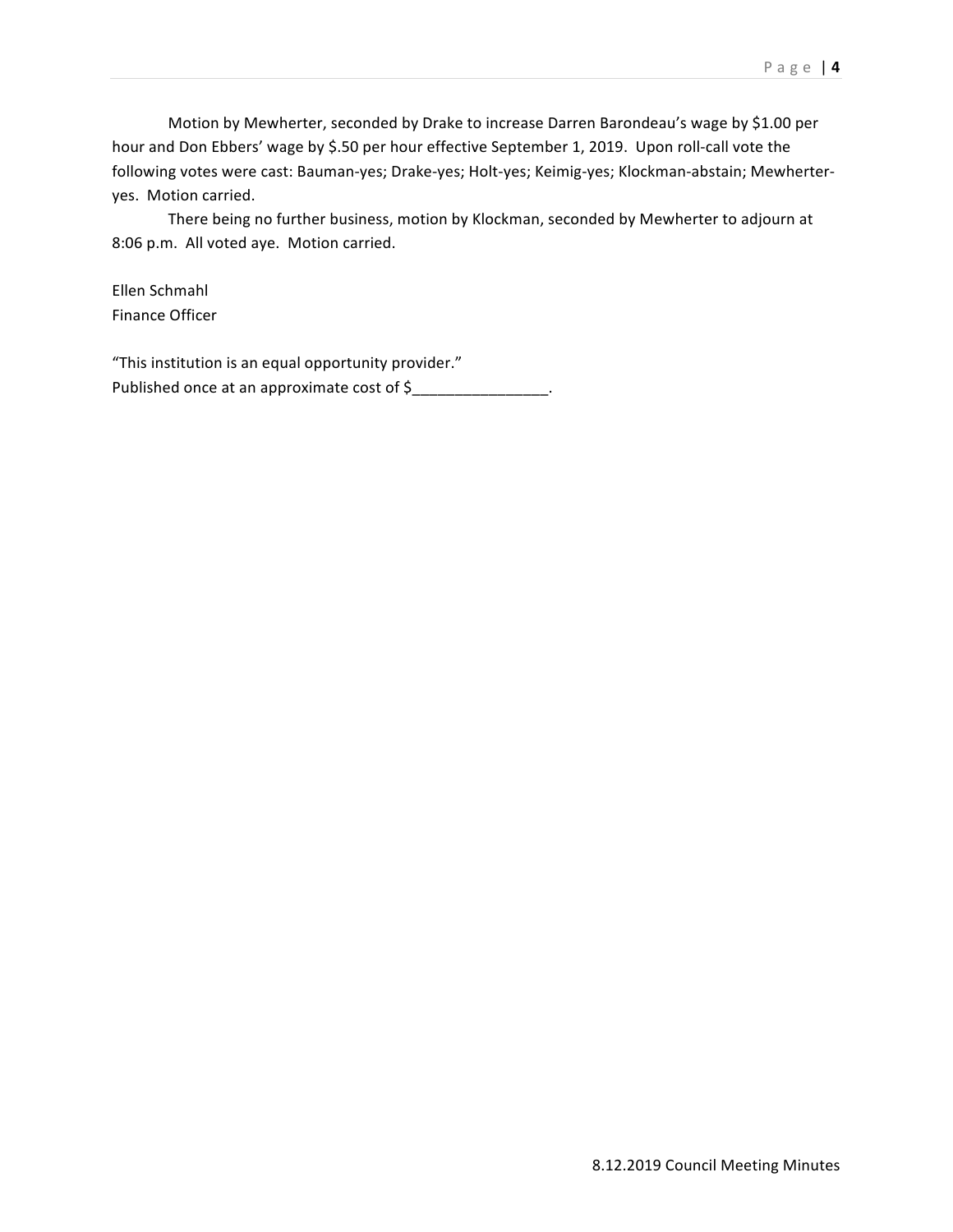Motion by Mewherter, seconded by Drake to increase Darren Barondeau's wage by $1.00 per hour and Don Ebbers' wage by $.50 per hour effective September 1, 2019. Upon roll-call vote the following votes were cast: Bauman-yes; Drake-yes; Holt-yes; Keimig-yes; Klockman-abstain; Mewherter-yes. Motion carried.

There being no further business, motion by Klockman, seconded by Mewherter to adjourn at 8:06 p.m. All voted aye. Motion carried.

Ellen Schmahl
Finance Officer

"This institution is an equal opportunity provider."
Published once at an approximate cost of $________________.